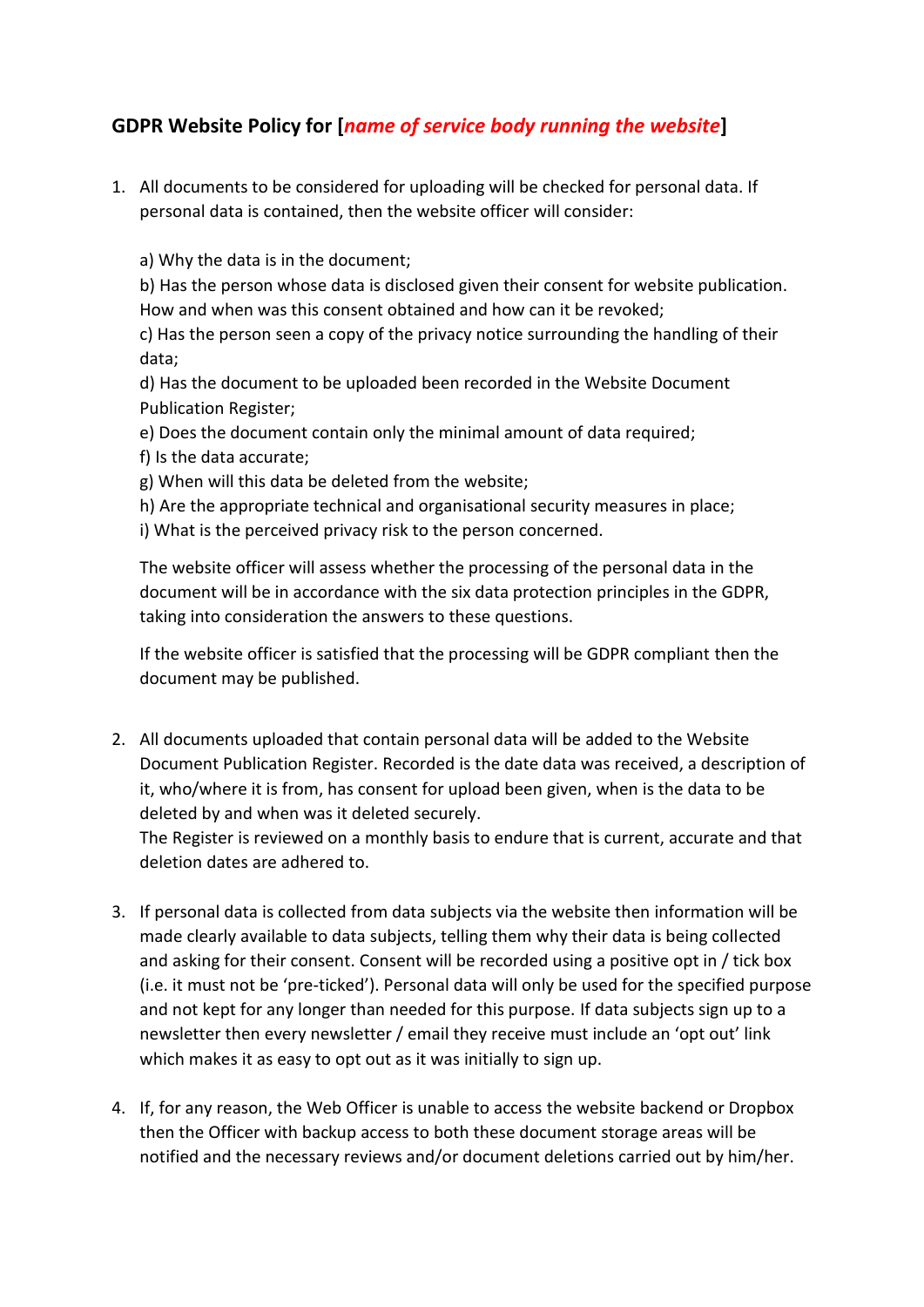## GDPR Website Policy for [*name of service body running the website*]

1. All documents to be considered for uploading will be checked for personal data. If personal data is contained, then the website officer will consider:

   a) Why the data is in the document;
   b) Has the person whose data is disclosed given their consent for website publication. How and when was this consent obtained and how can it be revoked;
   c) Has the person seen a copy of the privacy notice surrounding the handling of their data;
   d) Has the document to be uploaded been recorded in the Website Document Publication Register;
   e) Does the document contain only the minimal amount of data required;
   f) Is the data accurate;
   g) When will this data be deleted from the website;
   h) Are the appropriate technical and organisational security measures in place;
   i) What is the perceived privacy risk to the person concerned.

   The website officer will assess whether the processing of the personal data in the document will be in accordance with the six data protection principles in the GDPR, taking into consideration the answers to these questions.

   If the website officer is satisfied that the processing will be GDPR compliant then the document may be published.

2. All documents uploaded that contain personal data will be added to the Website Document Publication Register. Recorded is the date data was received, a description of it, who/where it is from, has consent for upload been given, when is the data to be deleted by and when was it deleted securely.
   The Register is reviewed on a monthly basis to endure that is current, accurate and that deletion dates are adhered to.

3. If personal data is collected from data subjects via the website then information will be made clearly available to data subjects, telling them why their data is being collected and asking for their consent. Consent will be recorded using a positive opt in / tick box (i.e. it must not be 'pre-ticked'). Personal data will only be used for the specified purpose and not kept for any longer than needed for this purpose. If data subjects sign up to a newsletter then every newsletter / email they receive must include an 'opt out' link which makes it as easy to opt out as it was initially to sign up.

4. If, for any reason, the Web Officer is unable to access the website backend or Dropbox then the Officer with backup access to both these document storage areas will be notified and the necessary reviews and/or document deletions carried out by him/her.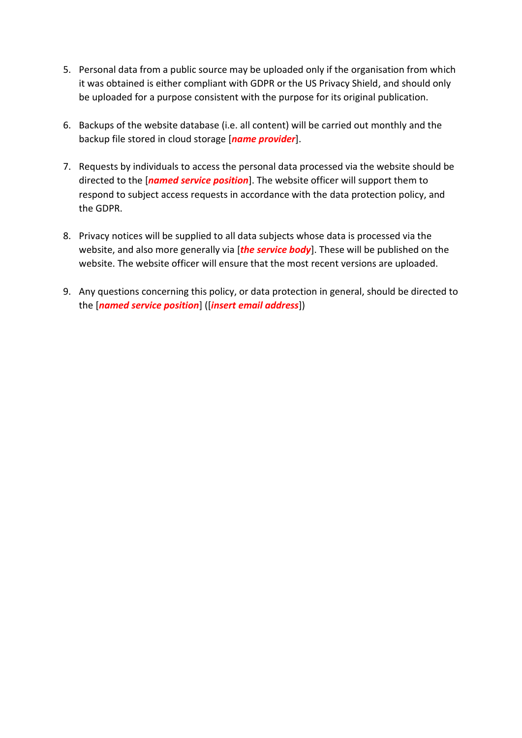5. Personal data from a public source may be uploaded only if the organisation from which it was obtained is either compliant with GDPR or the US Privacy Shield, and should only be uploaded for a purpose consistent with the purpose for its original publication.

6. Backups of the website database (i.e. all content) will be carried out monthly and the backup file stored in cloud storage [***name provider***].

7. Requests by individuals to access the personal data processed via the website should be directed to the [***named service position***]. The website officer will support them to respond to subject access requests in accordance with the data protection policy, and the GDPR.

8. Privacy notices will be supplied to all data subjects whose data is processed via the website, and also more generally via [***the service body***]. These will be published on the website. The website officer will ensure that the most recent versions are uploaded.

9. Any questions concerning this policy, or data protection in general, should be directed to the [***named service position***] ([***insert email address***])